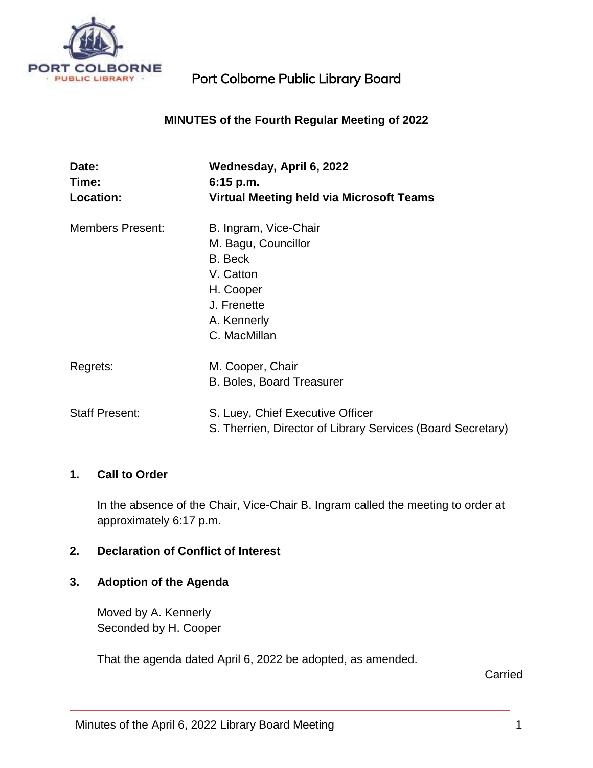Port Colborne Public Library Board

## MINUTES of the Fourth Regular Meeting of 2022

| | |
|---|---|
| **Date:** | **Wednesday, April 6, 2022** |
| **Time:** | **6:15 p.m.** |
| **Location:** | **Virtual Meeting held via Microsoft Teams** |
| Members Present: | B. Ingram, Vice-Chair<br>M. Bagu, Councillor<br>B. Beck<br>V. Catton<br>H. Cooper<br>J. Frenette<br>A. Kennerly<br>C. MacMillan |
| Regrets: | M. Cooper, Chair<br>B. Boles, Board Treasurer |
| Staff Present: | S. Luey, Chief Executive Officer<br>S. Therrien, Director of Library Services (Board Secretary) |

### 1. Call to Order

In the absence of the Chair, Vice-Chair B. Ingram called the meeting to order at approximately 6:17 p.m.

### 2. Declaration of Conflict of Interest

### 3. Adoption of the Agenda

Moved by A. Kennerly
Seconded by H. Cooper

That the agenda dated April 6, 2022 be adopted, as amended.

Carried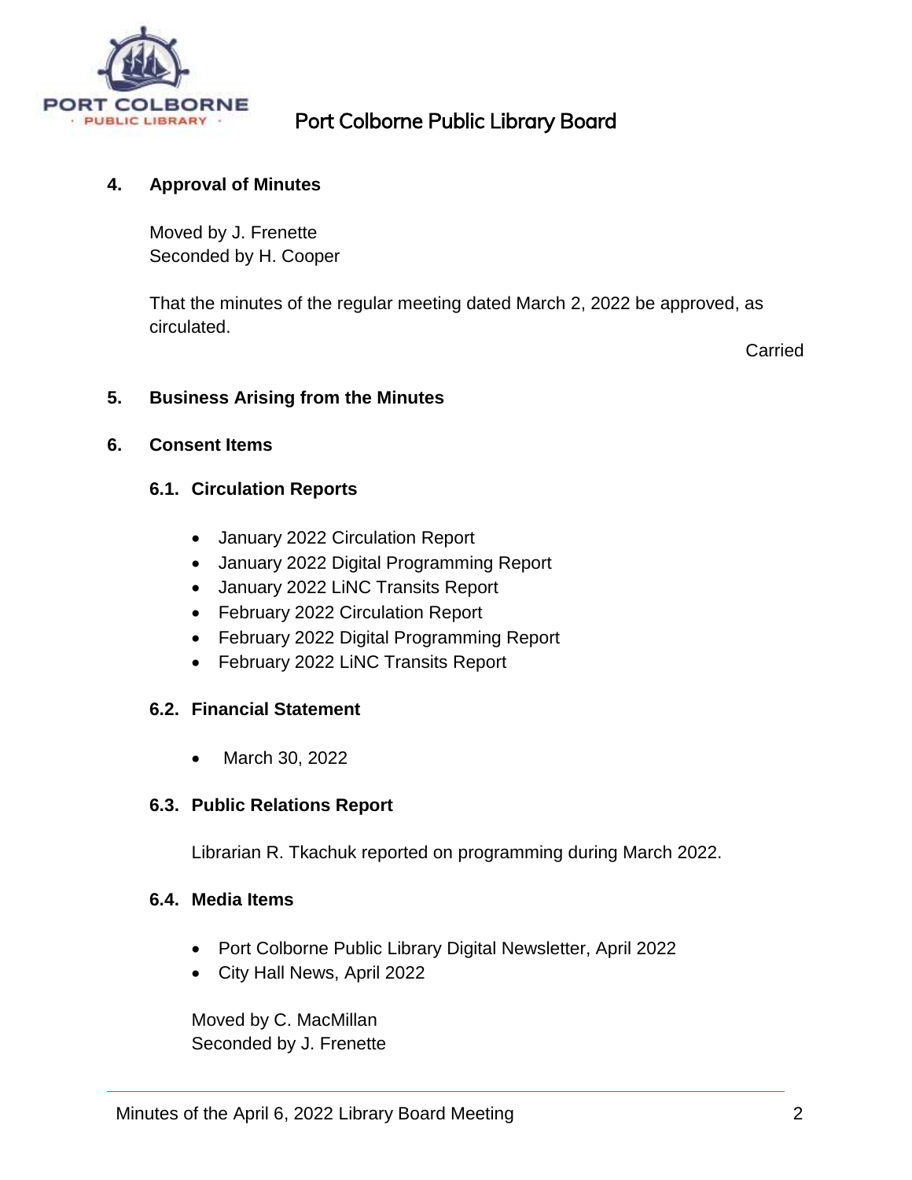## 4. Approval of Minutes

Moved by J. Frenette
Seconded by H. Cooper

That the minutes of the regular meeting dated March 2, 2022 be approved, as circulated.

Carried

## 5. Business Arising from the Minutes

## 6. Consent Items

### 6.1. Circulation Reports

- January 2022 Circulation Report
- January 2022 Digital Programming Report
- January 2022 LiNC Transits Report
- February 2022 Circulation Report
- February 2022 Digital Programming Report
- February 2022 LiNC Transits Report

### 6.2. Financial Statement

- March 30, 2022

### 6.3. Public Relations Report

Librarian R. Tkachuk reported on programming during March 2022.

### 6.4. Media Items

- Port Colborne Public Library Digital Newsletter, April 2022
- City Hall News, April 2022

Moved by C. MacMillan
Seconded by J. Frenette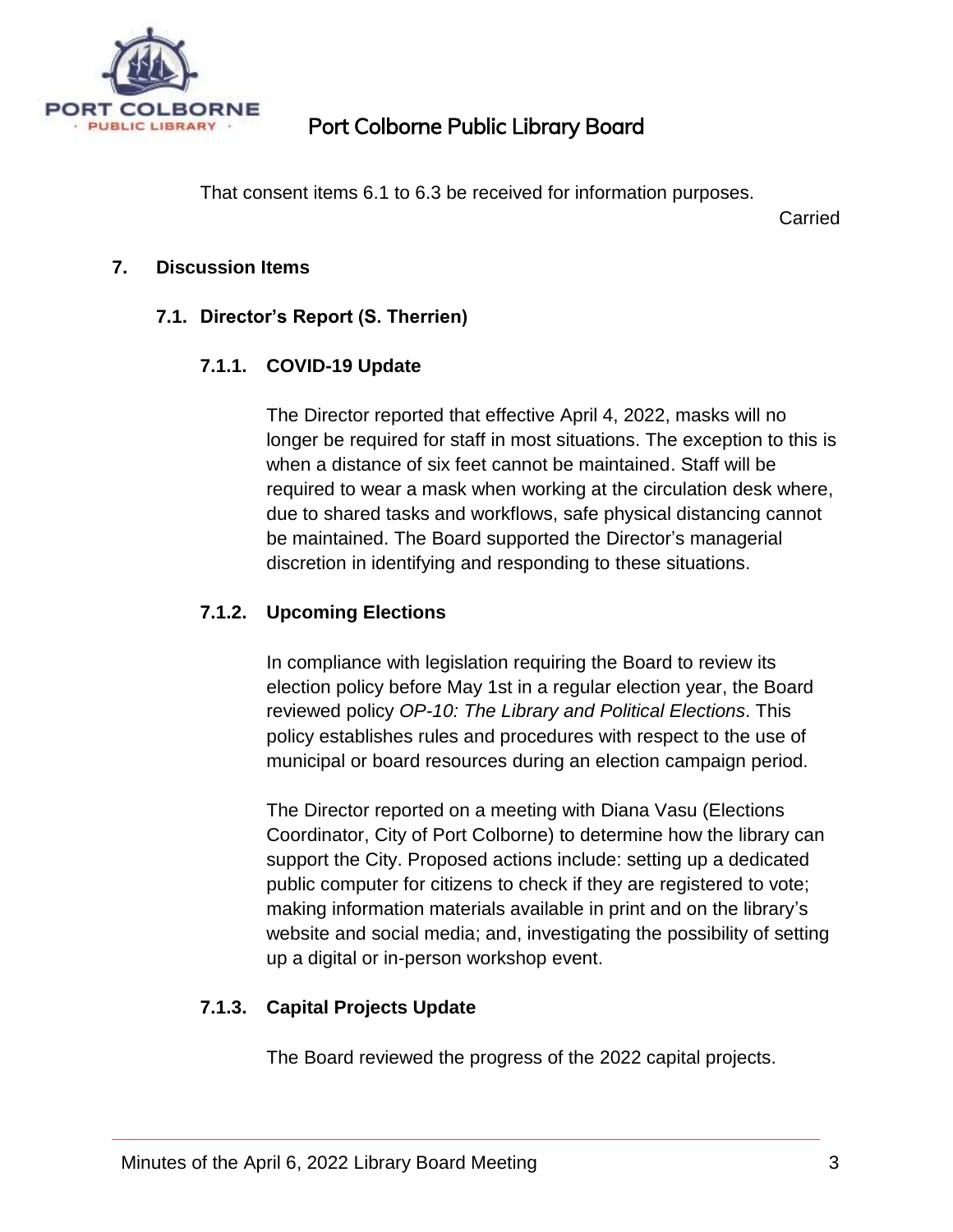That consent items 6.1 to 6.3 be received for information purposes.

Carried

## 7. Discussion Items

### 7.1. Director's Report (S. Therrien)

#### 7.1.1. COVID-19 Update

The Director reported that effective April 4, 2022, masks will no longer be required for staff in most situations. The exception to this is when a distance of six feet cannot be maintained. Staff will be required to wear a mask when working at the circulation desk where, due to shared tasks and workflows, safe physical distancing cannot be maintained. The Board supported the Director's managerial discretion in identifying and responding to these situations.

#### 7.1.2. Upcoming Elections

In compliance with legislation requiring the Board to review its election policy before May 1st in a regular election year, the Board reviewed policy *OP-10: The Library and Political Elections*. This policy establishes rules and procedures with respect to the use of municipal or board resources during an election campaign period.

The Director reported on a meeting with Diana Vasu (Elections Coordinator, City of Port Colborne) to determine how the library can support the City. Proposed actions include: setting up a dedicated public computer for citizens to check if they are registered to vote; making information materials available in print and on the library's website and social media; and, investigating the possibility of setting up a digital or in-person workshop event.

#### 7.1.3. Capital Projects Update

The Board reviewed the progress of the 2022 capital projects.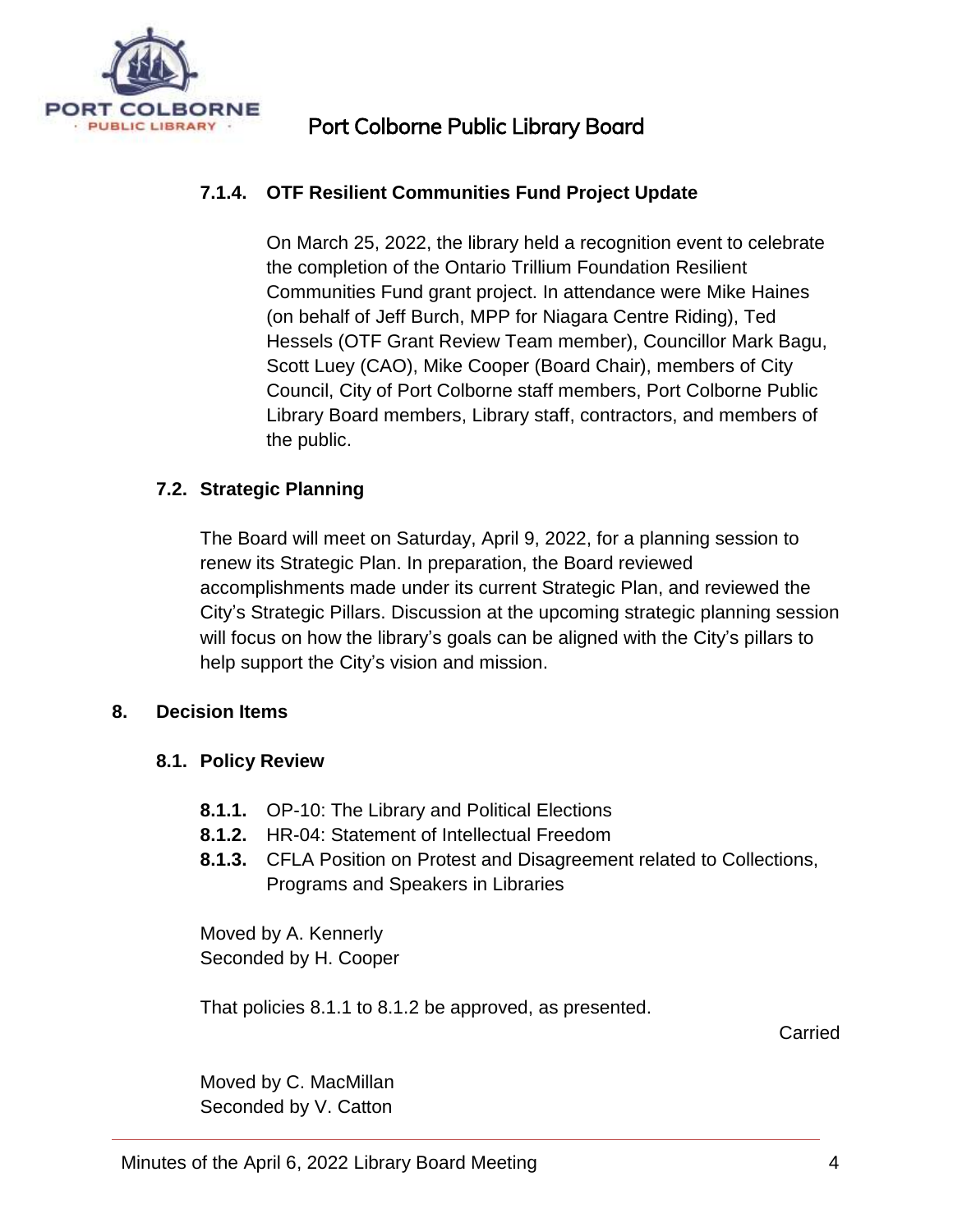#### 7.1.4. OTF Resilient Communities Fund Project Update

On March 25, 2022, the library held a recognition event to celebrate the completion of the Ontario Trillium Foundation Resilient Communities Fund grant project. In attendance were Mike Haines (on behalf of Jeff Burch, MPP for Niagara Centre Riding), Ted Hessels (OTF Grant Review Team member), Councillor Mark Bagu, Scott Luey (CAO), Mike Cooper (Board Chair), members of City Council, City of Port Colborne staff members, Port Colborne Public Library Board members, Library staff, contractors, and members of the public.

### 7.2. Strategic Planning

The Board will meet on Saturday, April 9, 2022, for a planning session to renew its Strategic Plan. In preparation, the Board reviewed accomplishments made under its current Strategic Plan, and reviewed the City's Strategic Pillars. Discussion at the upcoming strategic planning session will focus on how the library's goals can be aligned with the City's pillars to help support the City's vision and mission.

## 8. Decision Items

### 8.1. Policy Review

- **8.1.1.** OP-10: The Library and Political Elections
- **8.1.2.** HR-04: Statement of Intellectual Freedom
- **8.1.3.** CFLA Position on Protest and Disagreement related to Collections, Programs and Speakers in Libraries

Moved by A. Kennerly
Seconded by H. Cooper

That policies 8.1.1 to 8.1.2 be approved, as presented.

Carried

Moved by C. MacMillan
Seconded by V. Catton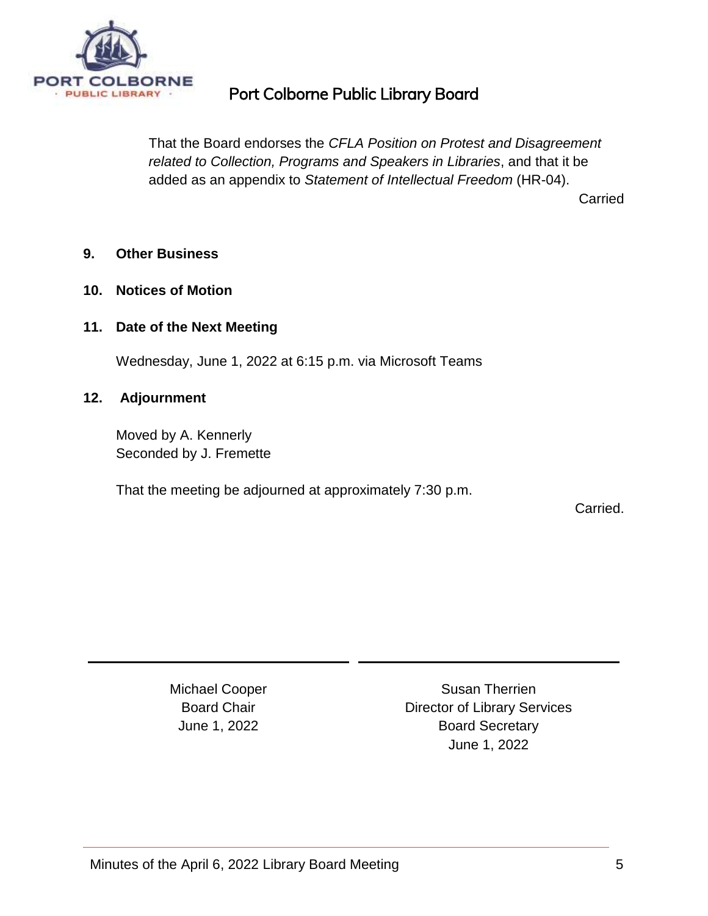That the Board endorses the *CFLA Position on Protest and Disagreement related to Collection, Programs and Speakers in Libraries*, and that it be added as an appendix to *Statement of Intellectual Freedom* (HR-04).

Carried

**9. Other Business**

**10. Notices of Motion**

**11. Date of the Next Meeting**

Wednesday, June 1, 2022 at 6:15 p.m. via Microsoft Teams

**12. Adjournment**

Moved by A. Kennerly
Seconded by J. Fremette

That the meeting be adjourned at approximately 7:30 p.m.

Carried.

Michael Cooper
Board Chair
June 1, 2022

Susan Therrien
Director of Library Services
Board Secretary
June 1, 2022